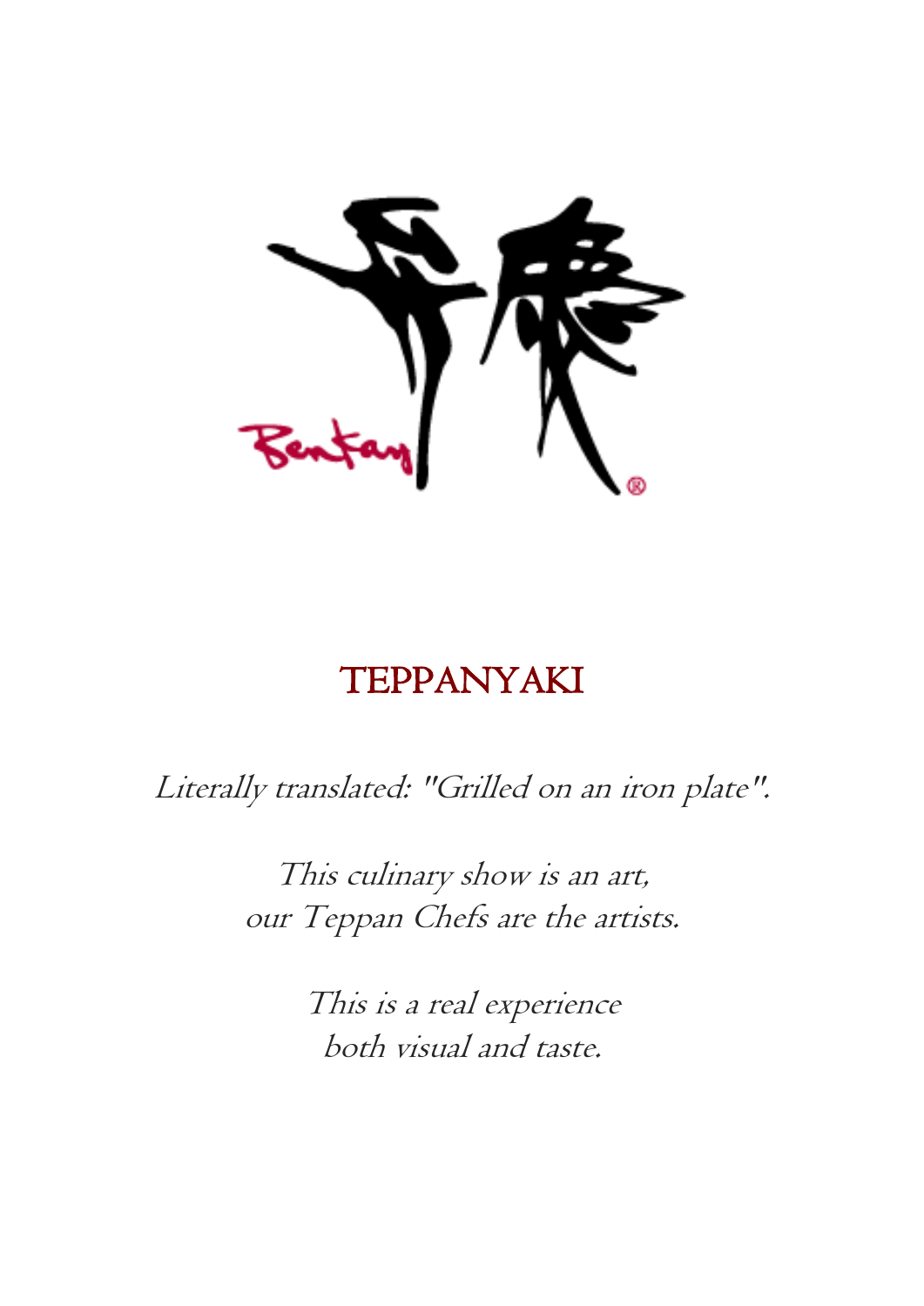# TEPPANYAKI

*Literally translated: "Grilled on an iron plate".*

*This culinary show is an art,*
*our Teppan Chefs are the artists.*

*This is a real experience*
*both visual and taste.*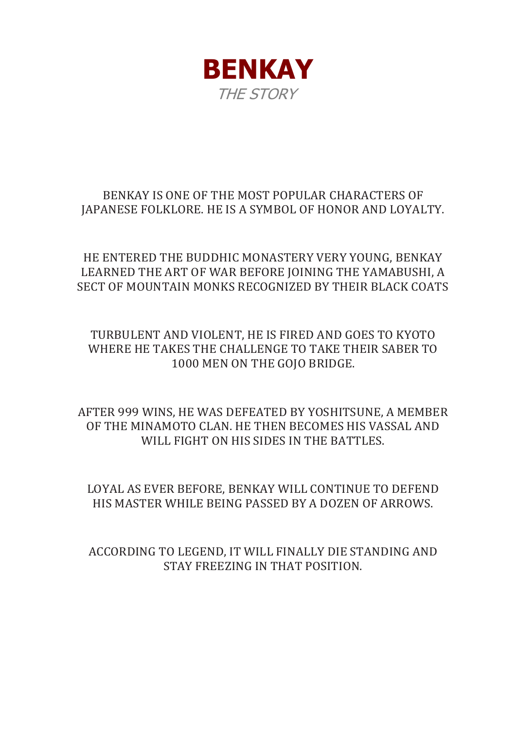# BENKAY

*THE STORY*

BENKAY IS ONE OF THE MOST POPULAR CHARACTERS OF JAPANESE FOLKLORE. HE IS A SYMBOL OF HONOR AND LOYALTY.

HE ENTERED THE BUDDHIC MONASTERY VERY YOUNG, BENKAY LEARNED THE ART OF WAR BEFORE JOINING THE YAMABUSHI, A SECT OF MOUNTAIN MONKS RECOGNIZED BY THEIR BLACK COATS

TURBULENT AND VIOLENT, HE IS FIRED AND GOES TO KYOTO WHERE HE TAKES THE CHALLENGE TO TAKE THEIR SABER TO 1000 MEN ON THE GOJO BRIDGE.

AFTER 999 WINS, HE WAS DEFEATED BY YOSHITSUNE, A MEMBER OF THE MINAMOTO CLAN. HE THEN BECOMES HIS VASSAL AND WILL FIGHT ON HIS SIDES IN THE BATTLES.

LOYAL AS EVER BEFORE, BENKAY WILL CONTINUE TO DEFEND HIS MASTER WHILE BEING PASSED BY A DOZEN OF ARROWS.

ACCORDING TO LEGEND, IT WILL FINALLY DIE STANDING AND STAY FREEZING IN THAT POSITION.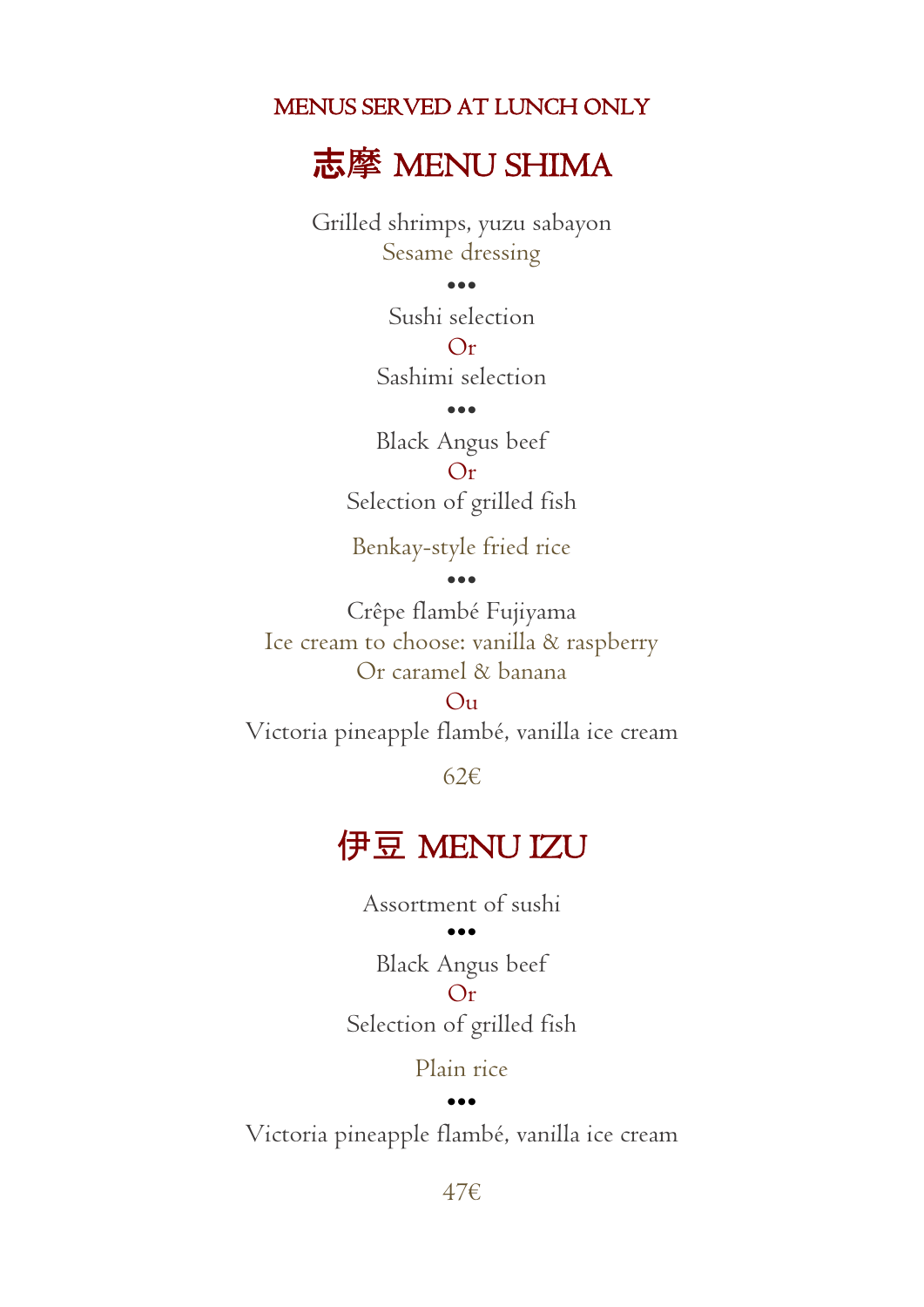MENUS SERVED AT LUNCH ONLY

## 志摩 MENU SHIMA

Grilled shrimps, yuzu sabayon

Sesame dressing

•••

Sushi selection

Or

Sashimi selection

•••

Black Angus beef

Or

Selection of grilled fish

Benkay-style fried rice

•••

Crêpe flambé Fujiyama

Ice cream to choose: vanilla & raspberry

Or caramel & banana

Ou

Victoria pineapple flambé, vanilla ice cream

62€

## 伊豆 MENU IZU

Assortment of sushi

•••

Black Angus beef

Or

Selection of grilled fish

Plain rice

•••

Victoria pineapple flambé, vanilla ice cream

47€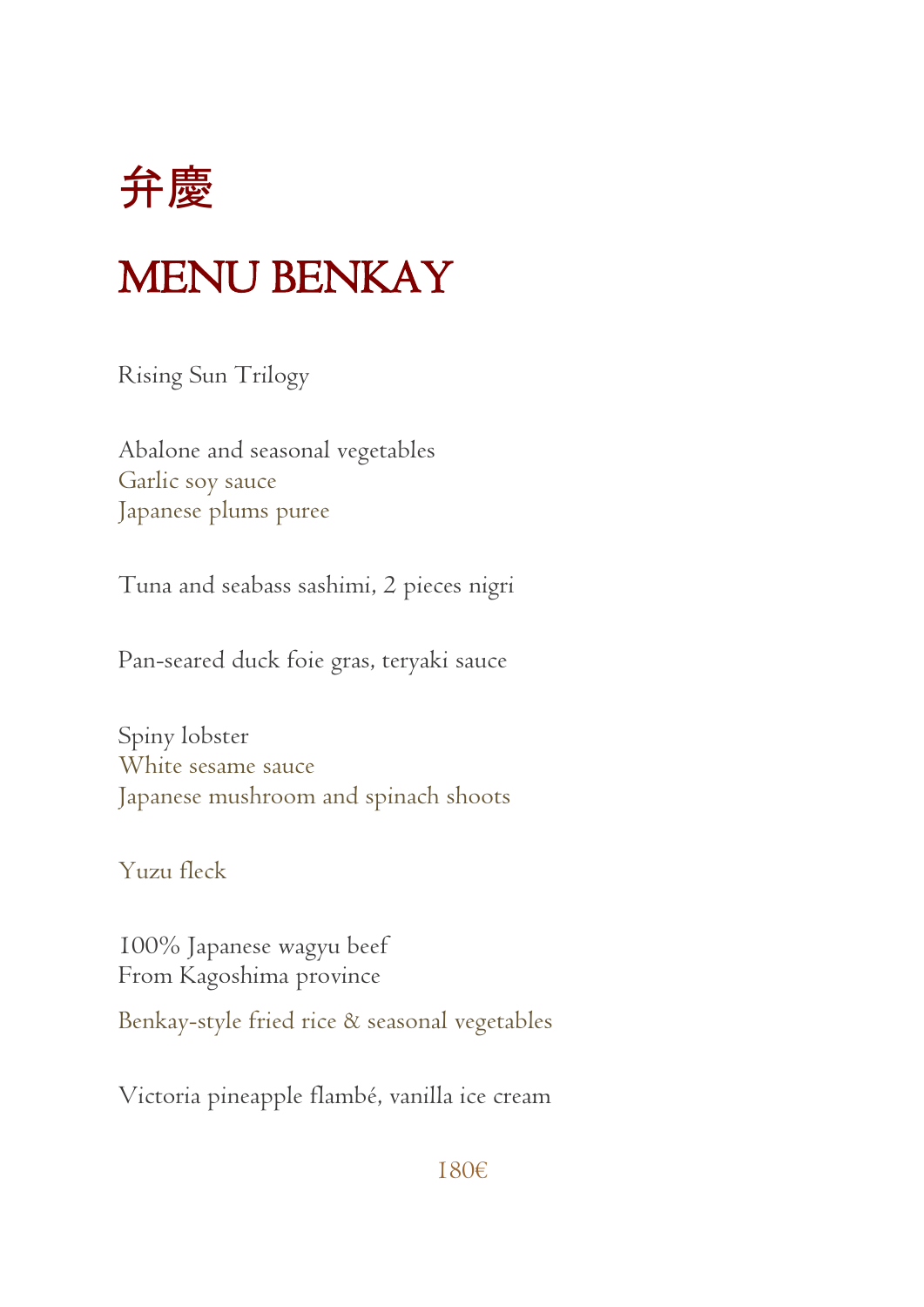# 弁慶

# MENU BENKAY

Rising Sun Trilogy

Abalone and seasonal vegetables
Garlic soy sauce
Japanese plums puree

Tuna and seabass sashimi, 2 pieces nigri

Pan-seared duck foie gras, teryaki sauce

Spiny lobster
White sesame sauce
Japanese mushroom and spinach shoots

Yuzu fleck

100% Japanese wagyu beef
From Kagoshima province

Benkay-style fried rice & seasonal vegetables

Victoria pineapple flambé, vanilla ice cream

180€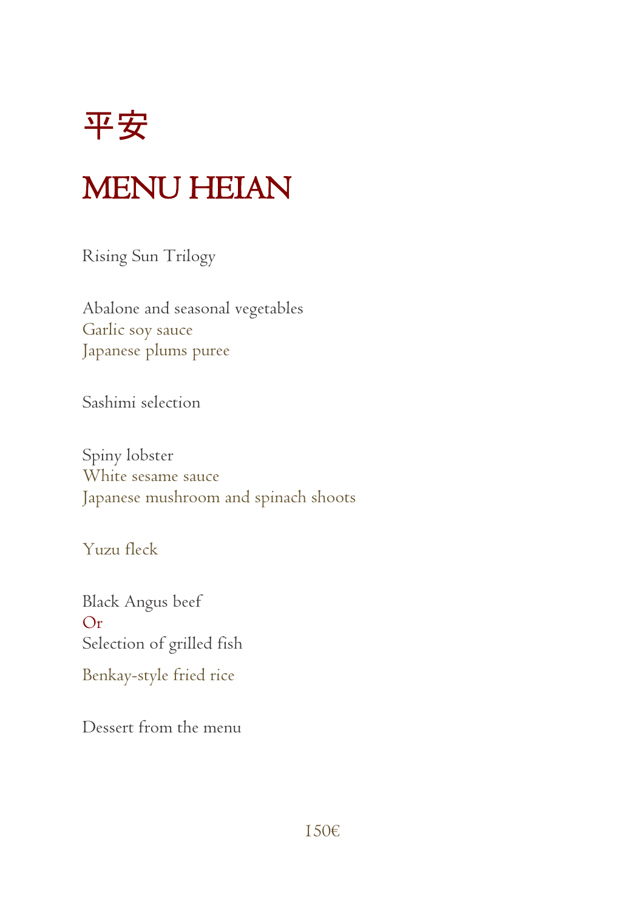# 平安

# MENU HEIAN

Rising Sun Trilogy

Abalone and seasonal vegetables
Garlic soy sauce
Japanese plums puree

Sashimi selection

Spiny lobster
White sesame sauce
Japanese mushroom and spinach shoots

Yuzu fleck

Black Angus beef
Or
Selection of grilled fish

Benkay-style fried rice

Dessert from the menu

150€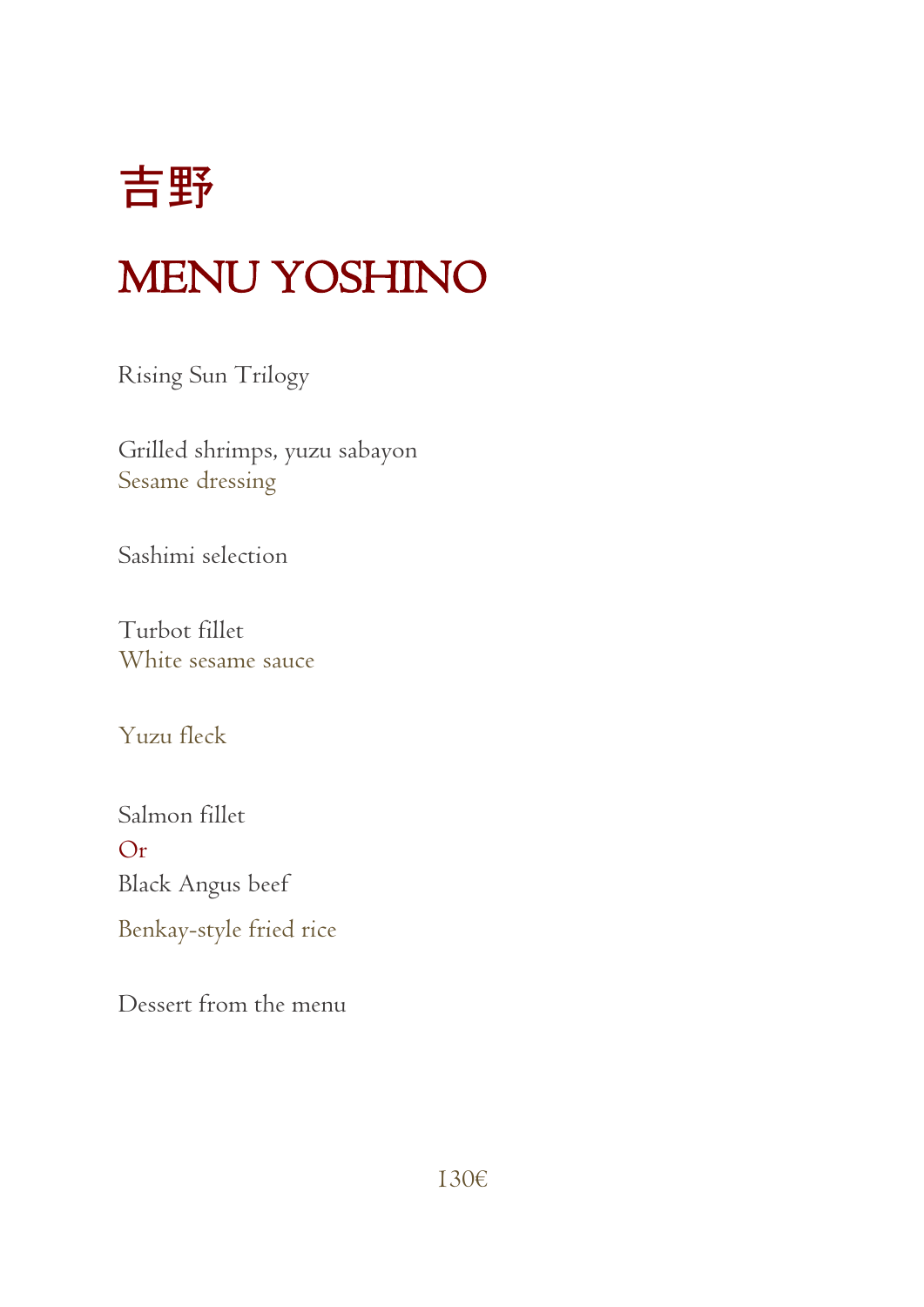# 吉野

# MENU YOSHINO

Rising Sun Trilogy

Grilled shrimps, yuzu sabayon
Sesame dressing

Sashimi selection

Turbot fillet
White sesame sauce

Yuzu fleck

Salmon fillet
Or
Black Angus beef
Benkay-style fried rice

Dessert from the menu

130€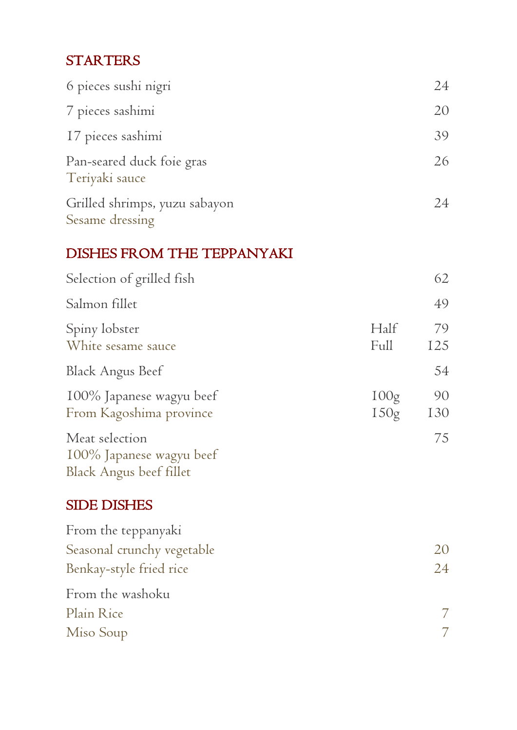## STARTERS

| | | |
|---|---|---|
| 6 pieces sushi nigri | | 24 |
| 7 pieces sashimi | | 20 |
| 17 pieces sashimi | | 39 |
| Pan-seared duck foie gras<br>Teriyaki sauce | | 26 |
| Grilled shrimps, yuzu sabayon<br>Sesame dressing | | 24 |

## DISHES FROM THE TEPPANYAKI

| | | |
|---|---|---|
| Selection of grilled fish | | 62 |
| Salmon fillet | | 49 |
| Spiny lobster<br>White sesame sauce | Half<br>Full | 79<br>125 |
| Black Angus Beef | | 54 |
| 100% Japanese wagyu beef<br>From Kagoshima province | 100g<br>150g | 90<br>130 |
| Meat selection<br>100% Japanese wagyu beef<br>Black Angus beef fillet | | 75 |

## SIDE DISHES

| | |
|---|---|
| From the teppanyaki | |
| Seasonal crunchy vegetable | 20 |
| Benkay-style fried rice | 24 |
| From the washoku | |
| Plain Rice | 7 |
| Miso Soup | 7 |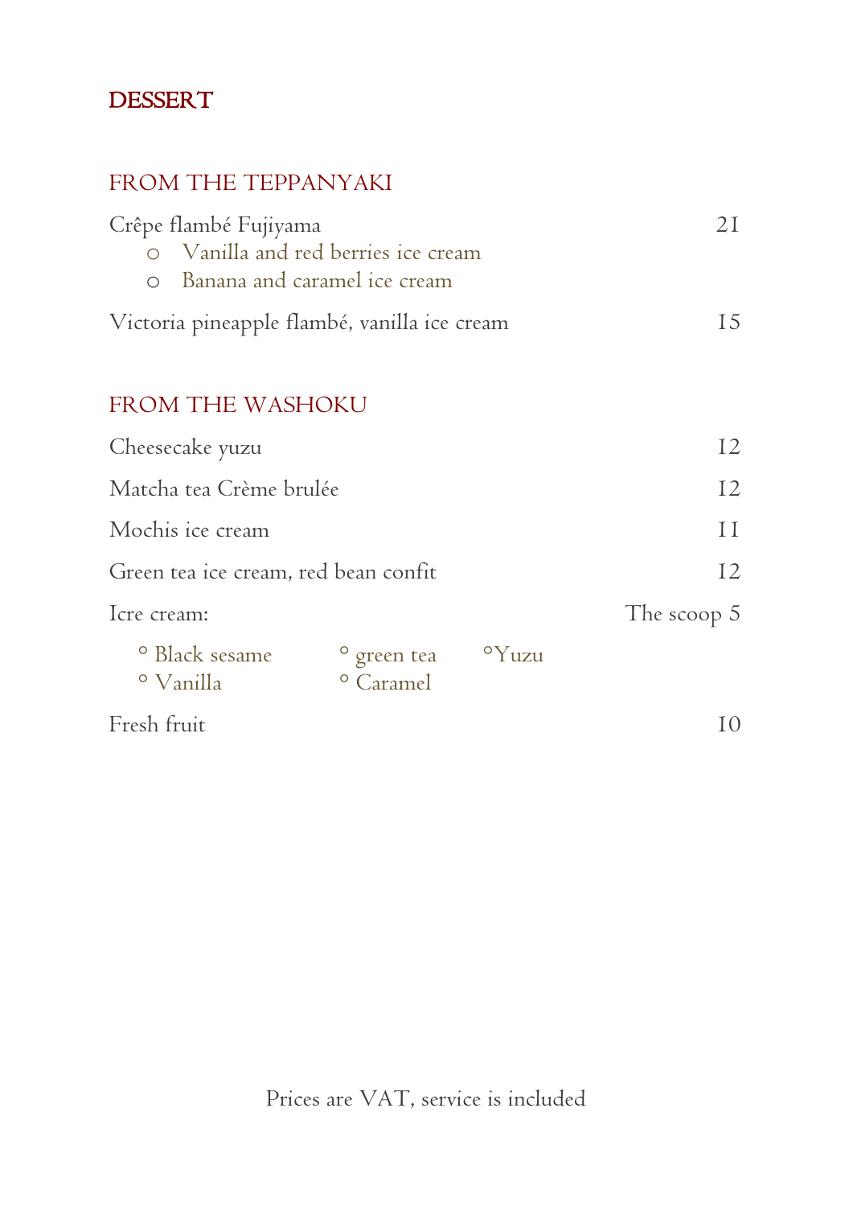# DESSERT

## FROM THE TEPPANYAKI

Crêpe flambé Fujiyama — 21

- Vanilla and red berries ice cream
- Banana and caramel ice cream

Victoria pineapple flambé, vanilla ice cream — 15

## FROM THE WASHOKU

Cheesecake yuzu — 12

Matcha tea Crème brulée — 12

Mochis ice cream — 11

Green tea ice cream, red bean confit — 12

Icre cream: — The scoop 5

- Black sesame
- Vanilla
- green tea
- Caramel
- Yuzu

Fresh fruit — 10

Prices are VAT, service is included